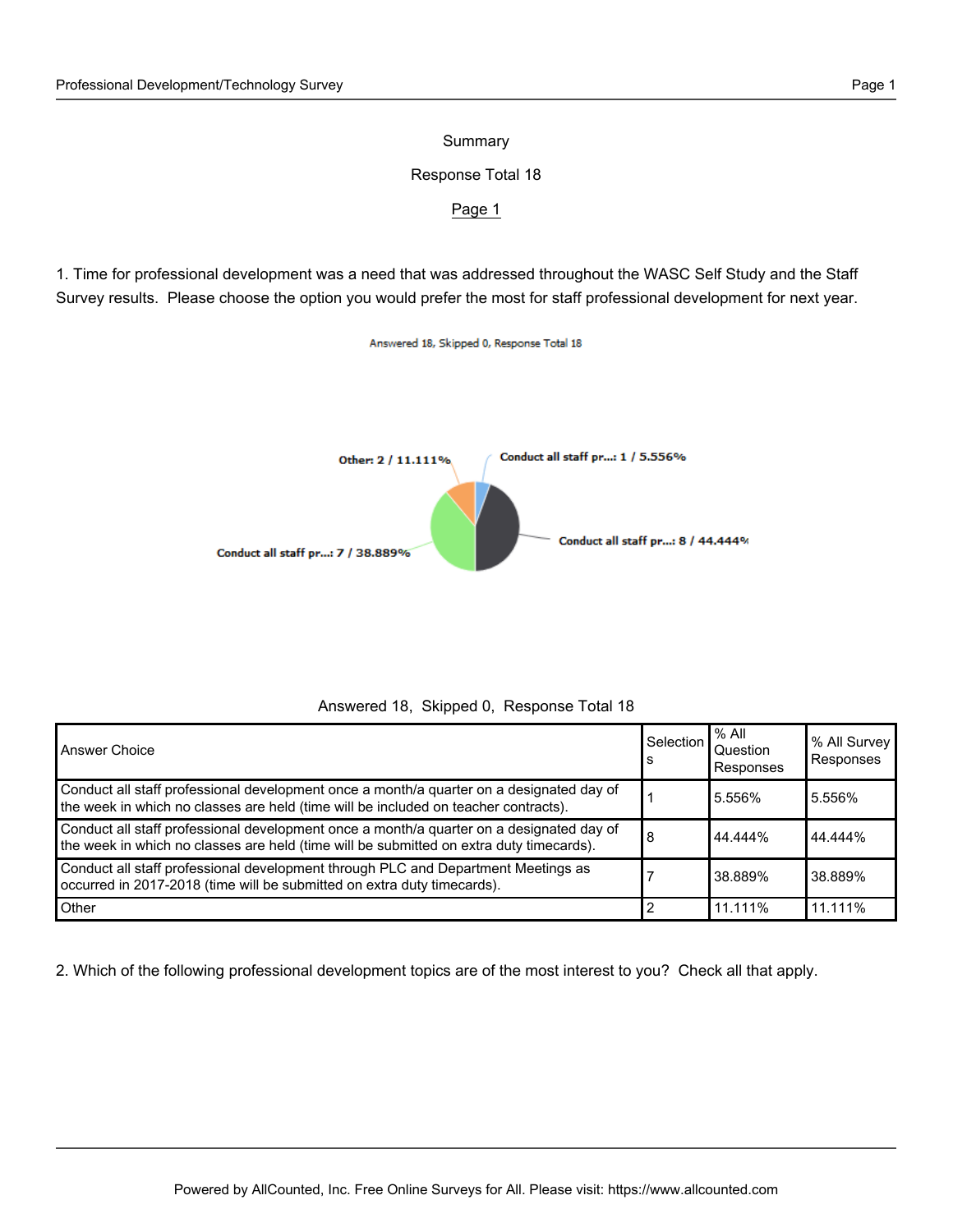Summary

Response Total 18

Page 1

1. Time for professional development was a need that was addressed throughout the WASC Self Study and the Staff Survey results. Please choose the option you would prefer the most for staff professional development for next year.

Answered 18, Skipped 0, Response Total 18

Other: 2 / 11.111%

Conduct all staff pr...: 1 / 5.556%

Conduct all staff pr...: 8 / 44.444%

Conduct all staff pr...: 7 / 38.889%

Answered 18, Skipped 0, Response Total 18

| Answer Choice | Selections | % All Question Responses | % All Survey Responses |
|---|---|---|---|
| Conduct all staff professional development once a month/a quarter on a designated day of the week in which no classes are held (time will be included on teacher contracts). | 1 | 5.556% | 5.556% |
| Conduct all staff professional development once a month/a quarter on a designated day of the week in which no classes are held (time will be submitted on extra duty timecards). | 8 | 44.444% | 44.444% |
| Conduct all staff professional development through PLC and Department Meetings as occurred in 2017-2018 (time will be submitted on extra duty timecards). | 7 | 38.889% | 38.889% |
| Other | 2 | 11.111% | 11.111% |

2. Which of the following professional development topics are of the most interest to you? Check all that apply.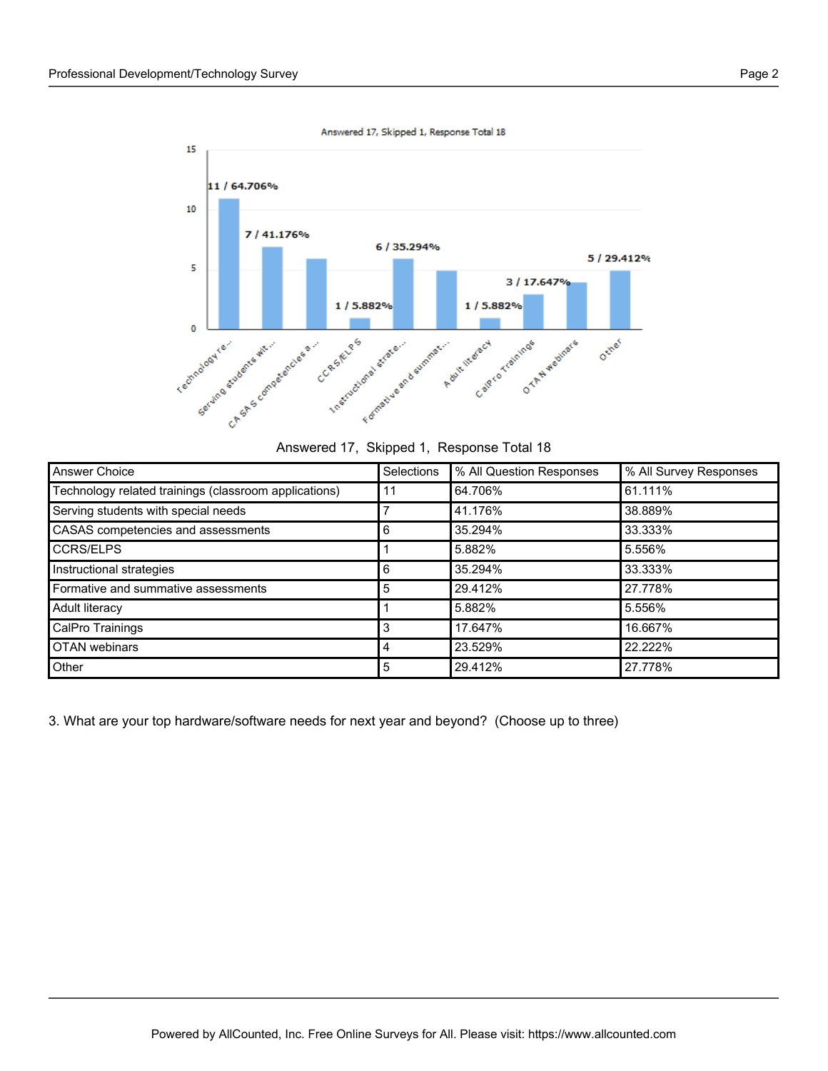Answered 17,  Skipped 1,  Response Total 18

| Answer Choice | Selections | % All Question Responses | % All Survey Responses |
|---|---|---|---|
| Technology related trainings (classroom applications) | 11 | 64.706% | 61.111% |
| Serving students with special needs | 7 | 41.176% | 38.889% |
| CASAS competencies and assessments | 6 | 35.294% | 33.333% |
| CCRS/ELPS | 1 | 5.882% | 5.556% |
| Instructional strategies | 6 | 35.294% | 33.333% |
| Formative and summative assessments | 5 | 29.412% | 27.778% |
| Adult literacy | 1 | 5.882% | 5.556% |
| CalPro Trainings | 3 | 17.647% | 16.667% |
| OTAN webinars | 4 | 23.529% | 22.222% |
| Other | 5 | 29.412% | 27.778% |

3. What are your top hardware/software needs for next year and beyond?  (Choose up to three)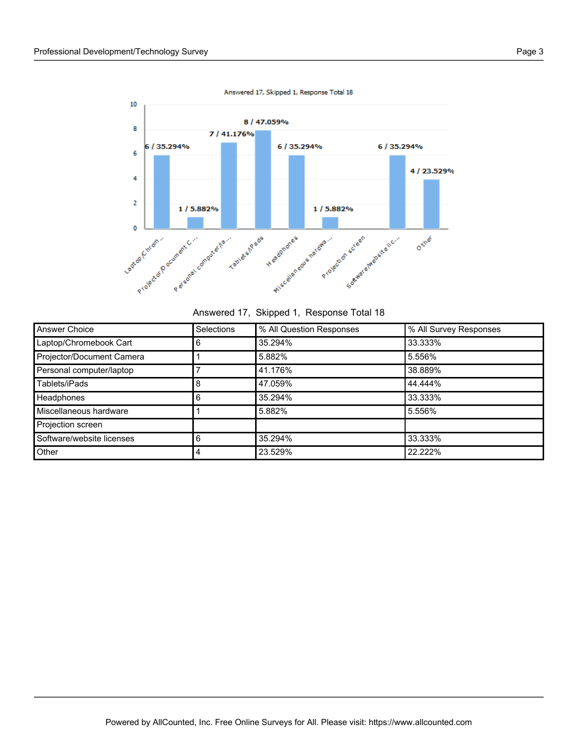Answered 17, Skipped 1, Response Total 18

10
8
6
4
2
0

6 / 35.294%
1 / 5.882%
7 / 41.176%
8 / 47.059%
6 / 35.294%
1 / 5.882%
6 / 35.294%
4 / 23.529%

Laptop/Chrom...
Projector/Document C...
Personal computer/la...
Tablets/iPads
Headphones
Miscellaneous hardwa...
Projection screen
Software/website lic...
Other

Answered 17, Skipped 1, Response Total 18

| Answer Choice | Selections | % All Question Responses | % All Survey Responses |
|---|---|---|---|
| Laptop/Chromebook Cart | 6 | 35.294% | 33.333% |
| Projector/Document Camera | 1 | 5.882% | 5.556% |
| Personal computer/laptop | 7 | 41.176% | 38.889% |
| Tablets/iPads | 8 | 47.059% | 44.444% |
| Headphones | 6 | 35.294% | 33.333% |
| Miscellaneous hardware | 1 | 5.882% | 5.556% |
| Projection screen | | | |
| Software/website licenses | 6 | 35.294% | 33.333% |
| Other | 4 | 23.529% | 22.222% |

Powered by AllCounted, Inc. Free Online Surveys for All. Please visit: https://www.allcounted.com